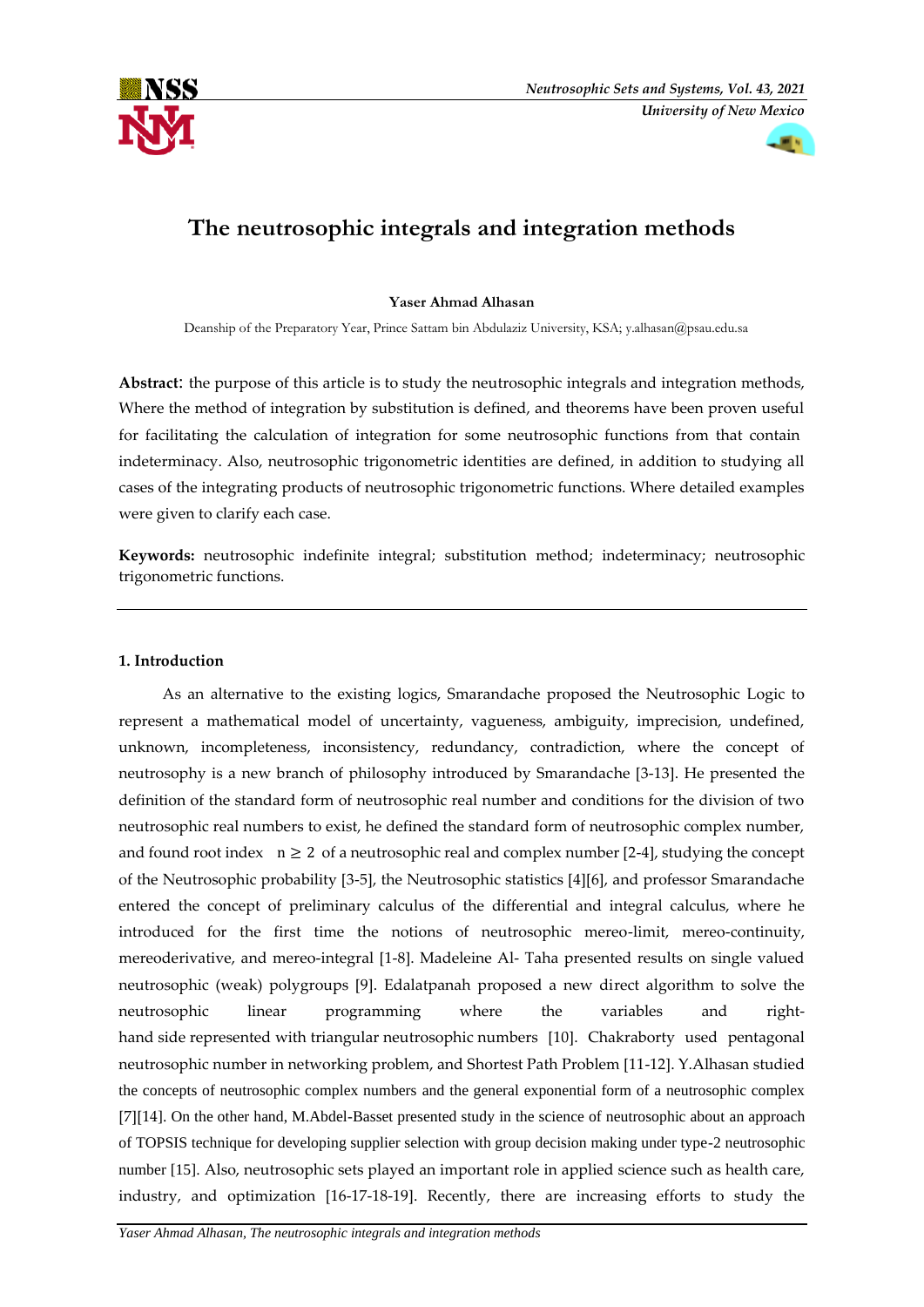# The neutrosophic integrals and integration methods

**Yaser Ahmad Alhasan**

Deanship of the Preparatory Year, Prince Sattam bin Abdulaziz University, KSA; y.alhasan@psau.edu.sa

**Abstract**: the purpose of this article is to study the neutrosophic integrals and integration methods, Where the method of integration by substitution is defined, and theorems have been proven useful for facilitating the calculation of integration for some neutrosophic functions from that contain indeterminacy. Also, neutrosophic trigonometric identities are defined, in addition to studying all cases of the integrating products of neutrosophic trigonometric functions. Where detailed examples were given to clarify each case.

**Keywords:** neutrosophic indefinite integral; substitution method; indeterminacy; neutrosophic trigonometric functions.

---

## 1. Introduction

As an alternative to the existing logics, Smarandache proposed the Neutrosophic Logic to represent a mathematical model of uncertainty, vagueness, ambiguity, imprecision, undefined, unknown, incompleteness, inconsistency, redundancy, contradiction, where the concept of neutrosophy is a new branch of philosophy introduced by Smarandache [3-13]. He presented the definition of the standard form of neutrosophic real number and conditions for the division of two neutrosophic real numbers to exist, he defined the standard form of neutrosophic complex number, and found root index $n \geq 2$ of a neutrosophic real and complex number [2-4], studying the concept of the Neutrosophic probability [3-5], the Neutrosophic statistics [4][6], and professor Smarandache entered the concept of preliminary calculus of the differential and integral calculus, where he introduced for the first time the notions of neutrosophic mereo-limit, mereo-continuity, mereoderivative, and mereo-integral [1-8]. Madeleine Al- Taha presented results on single valued neutrosophic (weak) polygroups [9]. Edalatpanah proposed a new direct algorithm to solve the neutrosophic linear programming where the variables and right-hand side represented with triangular neutrosophic numbers [10]. Chakraborty used pentagonal neutrosophic number in networking problem, and Shortest Path Problem [11-12]. Y.Alhasan studied the concepts of neutrosophic complex numbers and the general exponential form of a neutrosophic complex [7][14]. On the other hand, M.Abdel-Basset presented study in the science of neutrosophic about an approach of TOPSIS technique for developing supplier selection with group decision making under type-2 neutrosophic number [15]. Also, neutrosophic sets played an important role in applied science such as health care, industry, and optimization [16-17-18-19]. Recently, there are increasing efforts to study the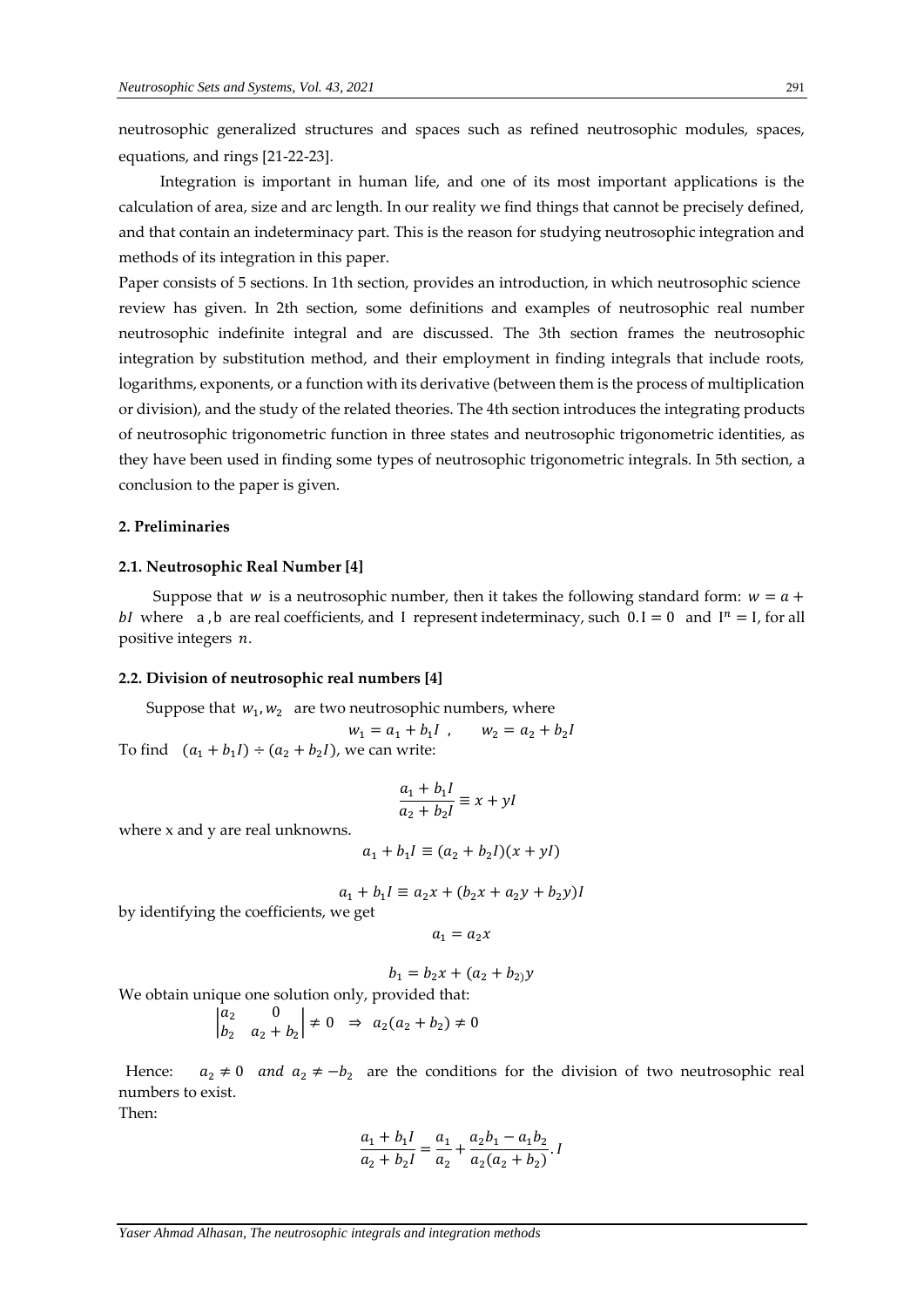neutrosophic generalized structures and spaces such as refined neutrosophic modules, spaces, equations, and rings [21-22-23].

Integration is important in human life, and one of its most important applications is the calculation of area, size and arc length. In our reality we find things that cannot be precisely defined, and that contain an indeterminacy part. This is the reason for studying neutrosophic integration and methods of its integration in this paper.

Paper consists of 5 sections. In 1th section, provides an introduction, in which neutrosophic science review has given. In 2th section, some definitions and examples of neutrosophic real number neutrosophic indefinite integral and are discussed. The 3th section frames the neutrosophic integration by substitution method, and their employment in finding integrals that include roots, logarithms, exponents, or a function with its derivative (between them is the process of multiplication or division), and the study of the related theories. The 4th section introduces the integrating products of neutrosophic trigonometric function in three states and neutrosophic trigonometric identities, as they have been used in finding some types of neutrosophic trigonometric integrals. In 5th section, a conclusion to the paper is given.

## 2. Preliminaries

### 2.1. Neutrosophic Real Number [4]

Suppose that $w$ is a neutrosophic number, then it takes the following standard form: $w = a + bI$ where a , b are real coefficients, and I represent indeterminacy, such $0.\mathrm{I} = 0$ and $\mathrm{I}^n = \mathrm{I}$, for all positive integers $n$.

### 2.2. Division of neutrosophic real numbers [4]

Suppose that $w_1, w_2$ are two neutrosophic numbers, where

$$w_1 = a_1 + b_1 I \ , \qquad w_2 = a_2 + b_2 I$$

To find $(a_1 + b_1 I) \div (a_2 + b_2 I)$, we can write:

$$\frac{a_1 + b_1 I}{a_2 + b_2 I} \equiv x + yI$$

where x and y are real unknowns.

$$a_1 + b_1 I \equiv (a_2 + b_2 I)(x + yI)$$

$$a_1 + b_1 I \equiv a_2 x + (b_2 x + a_2 y + b_2 y)I$$

by identifying the coefficients, we get

$$a_1 = a_2 x$$

$$b_1 = b_2 x + (a_2 + b_2)y$$

We obtain unique one solution only, provided that:

$$\begin{vmatrix} a_2 & 0 \\ b_2 & a_2 + b_2 \end{vmatrix} \neq 0 \;\Rightarrow\; a_2(a_2 + b_2) \neq 0$$

Hence: $a_2 \neq 0$ *and* $a_2 \neq -b_2$ are the conditions for the division of two neutrosophic real numbers to exist.

Then:

$$\frac{a_1 + b_1 I}{a_2 + b_2 I} = \frac{a_1}{a_2} + \frac{a_2 b_1 - a_1 b_2}{a_2(a_2 + b_2)}.I$$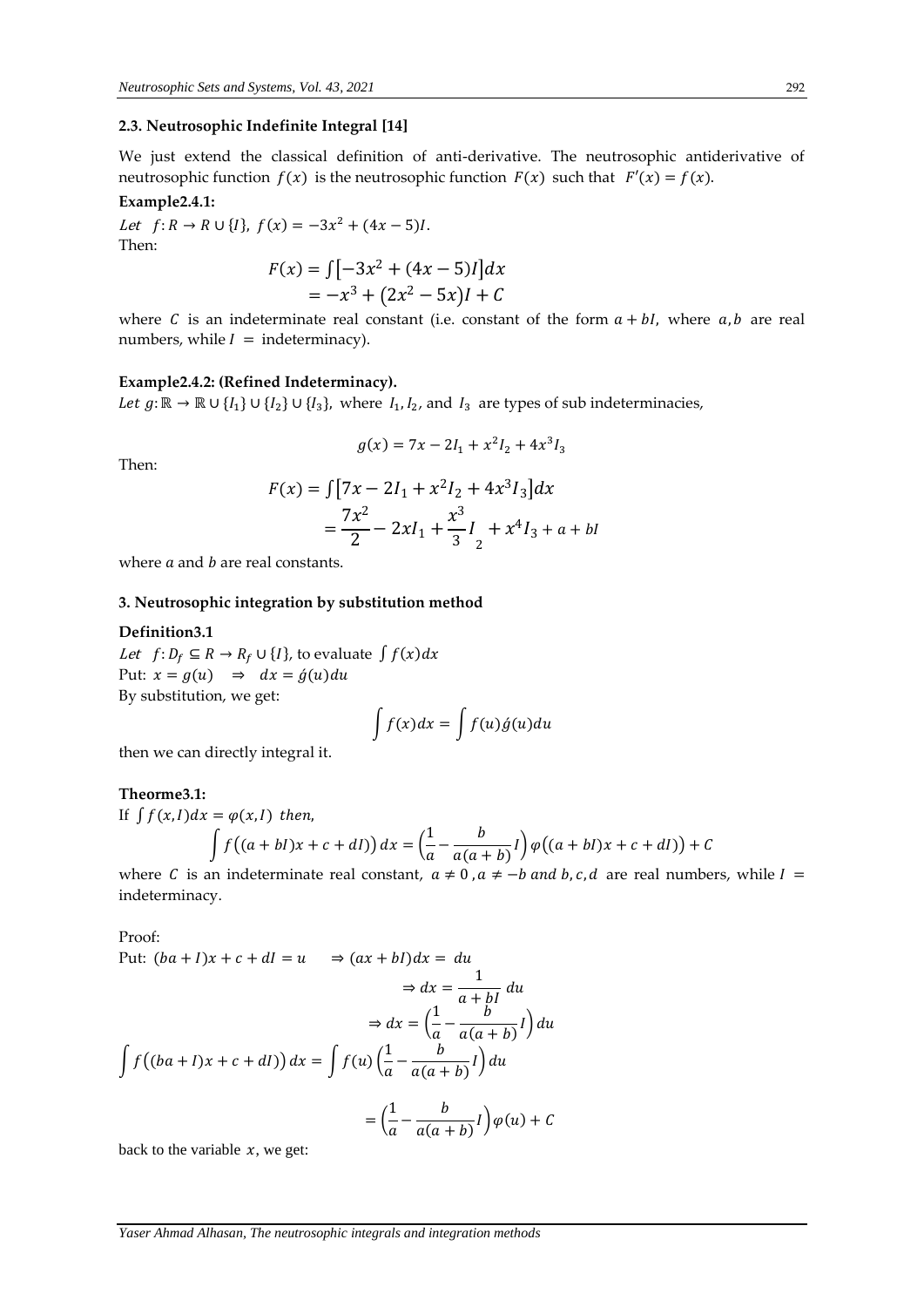### 2.3. Neutrosophic Indefinite Integral [14]

We just extend the classical definition of anti-derivative. The neutrosophic antiderivative of neutrosophic function $f(x)$ is the neutrosophic function $F(x)$ such that $F'(x) = f(x)$.

**Example2.4.1:**

*Let* $f: R \to R \cup \{I\}$, $f(x) = -3x^2 + (4x - 5)I$.

Then:

$$F(x) = \int \left[-3x^2 + (4x - 5)I\right]dx$$
$$= -x^3 + \left(2x^2 - 5x\right)I + C$$

where $C$ is an indeterminate real constant (i.e. constant of the form $a + bI$, where $a, b$ are real numbers, while $I$ = indeterminacy).

**Example2.4.2: (Refined Indeterminacy).**

*Let* $g: \mathbb{R} \to \mathbb{R} \cup \{I_1\} \cup \{I_2\} \cup \{I_3\}$, where $I_1, I_2$, and $I_3$ are types of sub indeterminacies,

$$g(x) = 7x - 2I_1 + x^2 I_2 + 4x^3 I_3$$

Then:

$$F(x) = \int \left[7x - 2I_1 + x^2 I_2 + 4x^3 I_3\right]dx$$
$$= \frac{7x^2}{2} - 2xI_1 + \frac{x^3}{3} I_2 + x^4 I_3 + a + bI$$

where $a$ and $b$ are real constants.

### 3. Neutrosophic integration by substitution method

**Definition3.1**

*Let* $f: D_f \subseteq R \to R_f \cup \{I\}$, to evaluate $\int f(x)dx$

Put: $x = g(u) \quad \Rightarrow \quad dx = \acute{g}(u)du$

By substitution, we get:

$$\int f(x)dx = \int f(u)\acute{g}(u)du$$

then we can directly integral it.

**Theorme3.1:**

If $\int f(x, I)dx = \varphi(x, I)$ *then,*

$$\int f\big((a + bI)x + c + dI\big)\, dx = \left(\frac{1}{a} - \frac{b}{a(a + b)} I\right) \varphi\big((a + bI)x + c + dI\big) + C$$

where $C$ is an indeterminate real constant, $a \neq 0$, $a \neq -b$ *and* $b, c, d$ are real numbers, while $I$ = indeterminacy.

Proof:

Put: $(ba + I)x + c + dI = u \quad \Rightarrow (ax + bI)dx = du$

$$\Rightarrow dx = \frac{1}{a + bI}\, du$$

$$\Rightarrow dx = \left(\frac{1}{a} - \frac{b}{a(a + b)} I\right) du$$

$$\int f\big((ba + I)x + c + dI\big)\, dx = \int f(u) \left(\frac{1}{a} - \frac{b}{a(a + b)} I\right) du$$

$$= \left(\frac{1}{a} - \frac{b}{a(a + b)} I\right) \varphi(u) + C$$

back to the variable $x$, we get: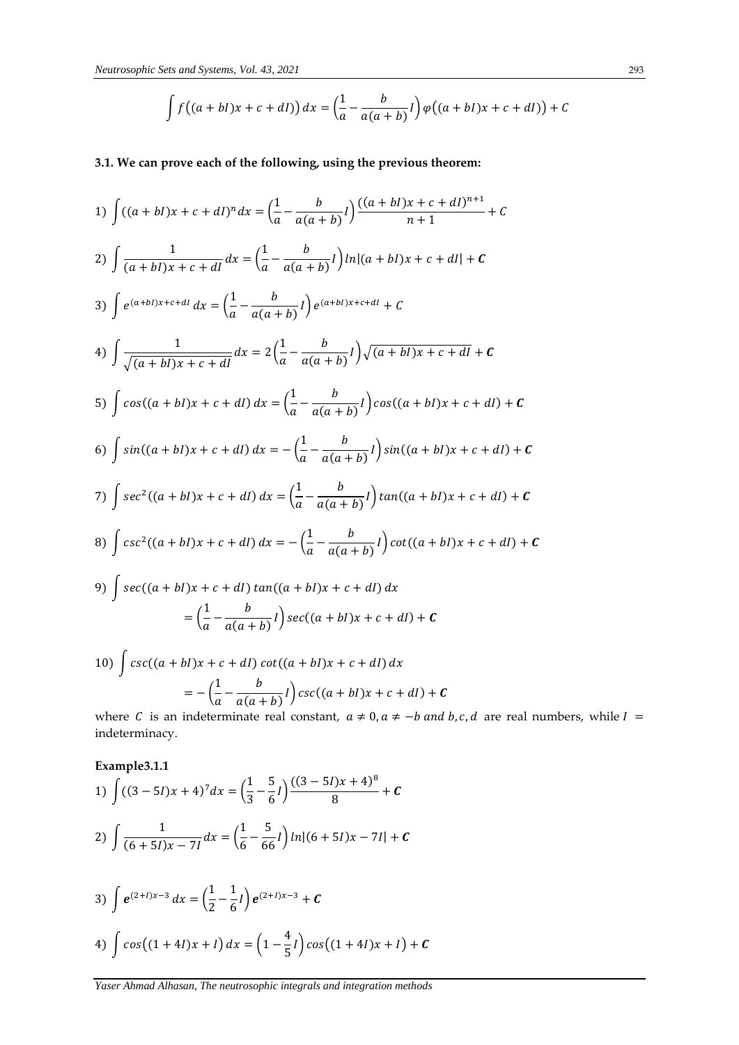$$\int f\big((a+bI)x+c+dI)\big)\,dx=\left(\frac{1}{a}-\frac{b}{a(a+b)}I\right)\varphi\big((a+bI)x+c+dI)\big)+C$$

### 3.1. We can prove each of the following, using the previous theorem:

1) $\int ((a+bI)x+c+dI)^n dx=\left(\frac{1}{a}-\frac{b}{a(a+b)}I\right)\frac{((a+bI)x+c+dI)^{n+1}}{n+1}+C$

2) $\int \frac{1}{(a+bI)x+c+dI}dx=\left(\frac{1}{a}-\frac{b}{a(a+b)}I\right)ln|(a+bI)x+c+dI|+\boldsymbol{C}$

3) $\int e^{(a+bI)x+c+dI}\,dx=\left(\frac{1}{a}-\frac{b}{a(a+b)}I\right)e^{(a+bI)x+c+dI}+C$

4) $\int \frac{1}{\sqrt{(a+bI)x+c+dI}}dx=2\left(\frac{1}{a}-\frac{b}{a(a+b)}I\right)\sqrt{(a+bI)x+c+dI}+\boldsymbol{C}$

5) $\int cos((a+bI)x+c+dI)\,dx=\left(\frac{1}{a}-\frac{b}{a(a+b)}I\right)cos((a+bI)x+c+dI)+\boldsymbol{C}$

6) $\int sin((a+bI)x+c+dI)\,dx=-\left(\frac{1}{a}-\frac{b}{a(a+b)}I\right)sin((a+bI)x+c+dI)+\boldsymbol{C}$

7) $\int sec^2((a+bI)x+c+dI)\,dx=\left(\frac{1}{a}-\frac{b}{a(a+b)}I\right)tan((a+bI)x+c+dI)+\boldsymbol{C}$

8) $\int csc^2((a+bI)x+c+dI)\,dx=-\left(\frac{1}{a}-\frac{b}{a(a+b)}I\right)cot((a+bI)x+c+dI)+\boldsymbol{C}$

9) $\int sec((a+bI)x+c+dI)\,tan((a+bI)x+c+dI)\,dx$
$$=\left(\frac{1}{a}-\frac{b}{a(a+b)}I\right)sec((a+bI)x+c+dI)+\boldsymbol{C}$$

10) $\int csc((a+bI)x+c+dI)\,cot((a+bI)x+c+dI)\,dx$
$$=-\left(\frac{1}{a}-\frac{b}{a(a+b)}I\right)csc((a+bI)x+c+dI)+\boldsymbol{C}$$

where $C$ is an indeterminate real constant, $a\neq 0, a\neq -b$ *and* $b,c,d$ are real numbers, while $I=$ indeterminacy.

**Example3.1.1**

1) $\int ((3-5I)x+4)^7 dx=\left(\frac{1}{3}-\frac{5}{6}I\right)\frac{((3-5I)x+4)^8}{8}+\boldsymbol{C}$

2) $\int \frac{1}{(6+5I)x-7I}dx=\left(\frac{1}{6}-\frac{5}{66}I\right)ln|(6+5I)x-7I|+\boldsymbol{C}$

3) $\int \boldsymbol{e}^{(2+I)x-3}\,dx=\left(\frac{1}{2}-\frac{1}{6}I\right)\boldsymbol{e}^{(2+I)x-3}+\boldsymbol{C}$

4) $\int cos\big((1+4I)x+I\big)\,dx=\left(1-\frac{4}{5}I\right)cos\big((1+4I)x+I\big)+\boldsymbol{C}$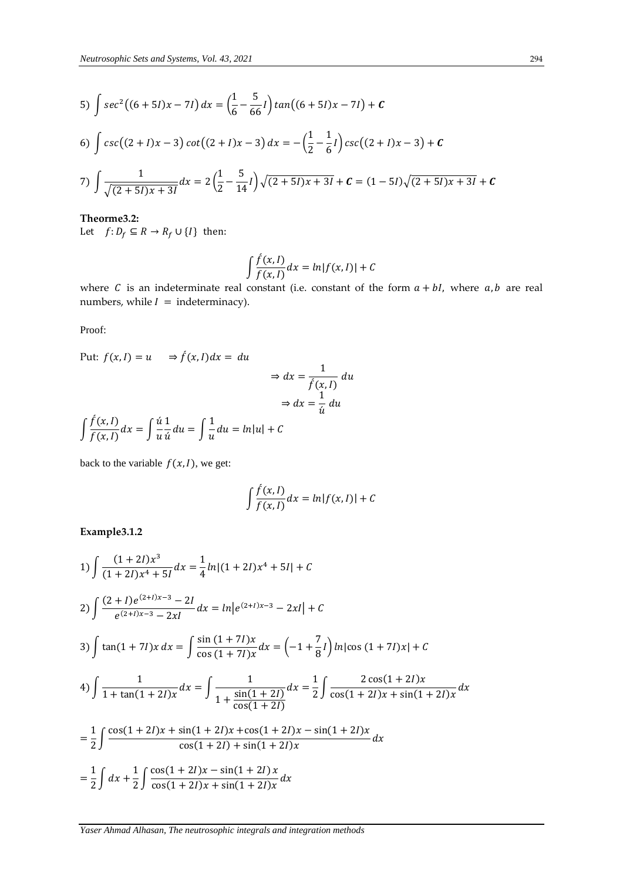5) $\int sec^2\big((6+5I)x-7I\big)\,dx = \left(\frac{1}{6}-\frac{5}{66}I\right)tan\big((6+5I)x-7I\big)+\boldsymbol{C}$

6) $\int csc\big((2+I)x-3\big)\,cot\big((2+I)x-3\big)\,dx = -\left(\frac{1}{2}-\frac{1}{6}I\right)csc\big((2+I)x-3\big)+\boldsymbol{C}$

7) $\int \frac{1}{\sqrt{(2+5I)x+3I}}dx = 2\left(\frac{1}{2}-\frac{5}{14}I\right)\sqrt{(2+5I)x+3I}+\boldsymbol{C} = (1-5I)\sqrt{(2+5I)x+3I}+\boldsymbol{C}$

**Theorme3.2:**

Let $f: D_f \subseteq R \to R_f \cup \{I\}$ then:

$$\int \frac{\acute{f}(x,I)}{f(x,I)}dx = ln|f(x,I)| + C$$

where $C$ is an indeterminate real constant (i.e. constant of the form $a+bI$, where $a,b$ are real numbers, while $I$ = indeterminacy).

Proof:

Put: $f(x,I) = u \quad \Rightarrow \acute{f}(x,I)dx = du$

$$\Rightarrow dx = \frac{1}{\acute{f}(x,I)}\,du$$

$$\Rightarrow dx = \frac{1}{\acute{u}}\,du$$

$$\int \frac{\acute{f}(x,I)}{f(x,I)}dx = \int \frac{\acute{u}}{u}\frac{1}{\acute{u}}du = \int \frac{1}{u}du = ln|u| + C$$

back to the variable $f(x,I)$, we get:

$$\int \frac{\acute{f}(x,I)}{f(x,I)}dx = ln|f(x,I)| + C$$

**Example3.1.2**

1) $\int \frac{(1+2I)x^3}{(1+2I)x^4+5I}dx = \frac{1}{4}ln|(1+2I)x^4+5I| + C$

2) $\int \frac{(2+I)e^{(2+I)x-3}-2I}{e^{(2+I)x-3}-2xI}dx = ln\left|e^{(2+I)x-3}-2xI\right| + C$

3) $\int \tan(1+7I)x\,dx = \int \frac{\sin(1+7I)x}{\cos(1+7I)x}dx = \left(-1+\frac{7}{8}I\right)ln|\cos(1+7I)x| + C$

4) $\int \frac{1}{1+\tan(1+2I)x}dx = \int \frac{1}{1+\frac{\sin(1+2I)}{\cos(1+2I)}}dx = \frac{1}{2}\int \frac{2\cos(1+2I)x}{\cos(1+2I)x+\sin(1+2I)x}dx$

$= \frac{1}{2}\int \frac{\cos(1+2I)x+\sin(1+2I)x+\cos(1+2I)x-\sin(1+2I)x}{\cos(1+2I)+\sin(1+2I)x}dx$

$= \frac{1}{2}\int dx + \frac{1}{2}\int \frac{\cos(1+2I)x-\sin(1+2I)\,x}{\cos(1+2I)x+\sin(1+2I)x}dx$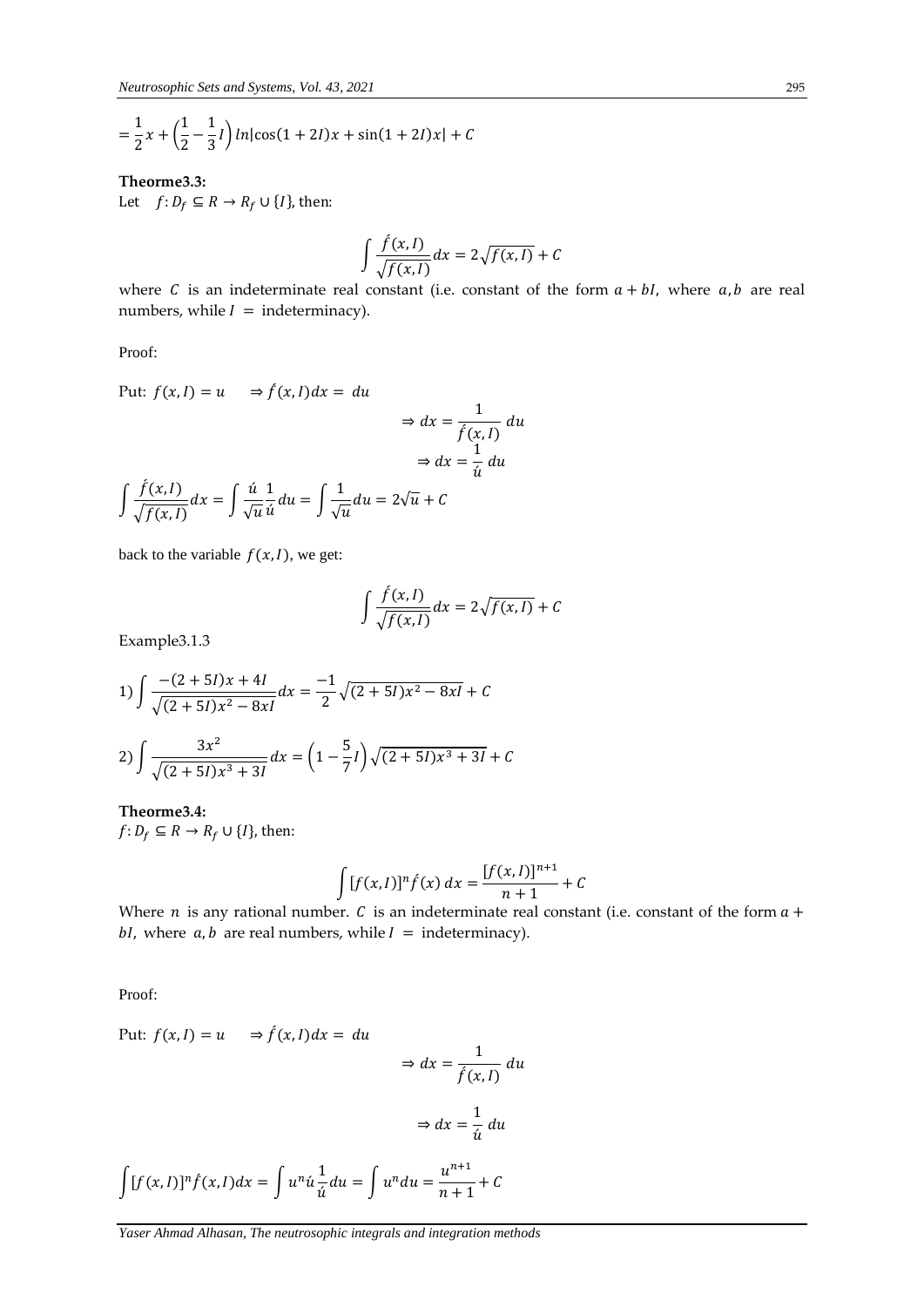$$= \frac{1}{2}x + \left(\frac{1}{2} - \frac{1}{3}I\right) ln|\cos(1+2I)x + \sin(1+2I)x| + C$$

**Theorme3.3:**

Let $f: D_f \subseteq R \rightarrow R_f \cup \{I\}$, then:

$$\int \frac{\acute{f}(x,I)}{\sqrt{f(x,I)}} dx = 2\sqrt{f(x,I)} + C$$

where $C$ is an indeterminate real constant (i.e. constant of the form $a + bI$, where $a, b$ are real numbers, while $I$ = indeterminacy).

Proof:

Put: $f(x,I) = u \quad \Rightarrow \acute{f}(x,I)dx = du$

$$\Rightarrow dx = \frac{1}{\acute{f}(x,I)} du$$

$$\Rightarrow dx = \frac{1}{\acute{u}} du$$

$$\int \frac{\acute{f}(x,I)}{\sqrt{f(x,I)}} dx = \int \frac{\acute{u}}{\sqrt{u}} \frac{1}{\acute{u}} du = \int \frac{1}{\sqrt{u}} du = 2\sqrt{u} + C$$

back to the variable $f(x,I)$, we get:

$$\int \frac{\acute{f}(x,I)}{\sqrt{f(x,I)}} dx = 2\sqrt{f(x,I)} + C$$

Example3.1.3

$$1) \int \frac{-(2+5I)x + 4I}{\sqrt{(2+5I)x^2 - 8xI}} dx = \frac{-1}{2}\sqrt{(2+5I)x^2 - 8xI} + C$$

$$2) \int \frac{3x^2}{\sqrt{(2+5I)x^3 + 3I}} dx = \left(1 - \frac{5}{7}I\right)\sqrt{(2+5I)x^3 + 3I} + C$$

**Theorme3.4:**

$f: D_f \subseteq R \rightarrow R_f \cup \{I\}$, then:

$$\int [f(x,I)]^n \acute{f}(x)\, dx = \frac{[f(x,I)]^{n+1}}{n+1} + C$$

Where $n$ is any rational number. $C$ is an indeterminate real constant (i.e. constant of the form $a + bI$, where $a, b$ are real numbers, while $I$ = indeterminacy).

Proof:

Put: $f(x,I) = u \quad \Rightarrow \acute{f}(x,I)dx = du$

$$\Rightarrow dx = \frac{1}{\acute{f}(x,I)} du$$

$$\Rightarrow dx = \frac{1}{\acute{u}} du$$

$$\int [f(x,I)]^n \acute{f}(x,I) dx = \int u^n \acute{u} \frac{1}{\acute{u}} du = \int u^n du = \frac{u^{n+1}}{n+1} + C$$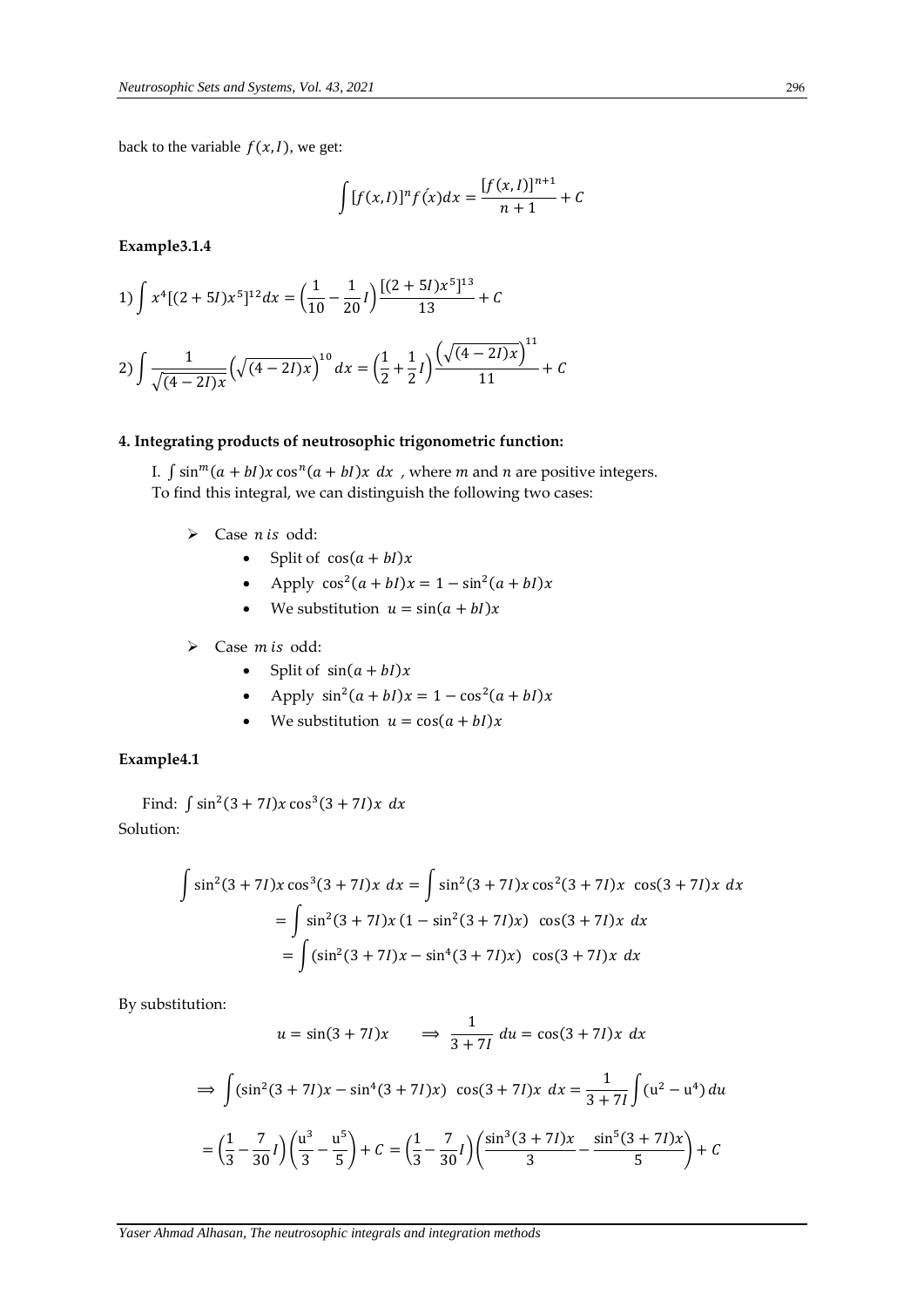back to the variable $f(x,I)$, we get:

$$\int [f(x,I)]^n f\acute{(}x)dx = \frac{[f(x,I)]^{n+1}}{n+1} + C$$

**Example3.1.4**

$$1) \int x^4[(2+5I)x^5]^{12}dx = \left(\frac{1}{10} - \frac{1}{20}I\right)\frac{[(2+5I)x^5]^{13}}{13} + C$$

$$2) \int \frac{1}{\sqrt{(4-2I)x}}\left(\sqrt{(4-2I)x}\right)^{10}dx = \left(\frac{1}{2} + \frac{1}{2}I\right)\frac{\left(\sqrt{(4-2I)x}\right)^{11}}{11} + C$$

#### 4. Integrating products of neutrosophic trigonometric function:

I. $\int \sin^m(a+bI)x \cos^n(a+bI)x \ dx$ , where $m$ and $n$ are positive integers.
To find this integral, we can distinguish the following two cases:

- Case $n$ *is* odd:
  - Split of $\cos(a+bI)x$
  - Apply $\cos^2(a+bI)x = 1 - \sin^2(a+bI)x$
  - We substitution $u = \sin(a+bI)x$
- Case $m$ *is* odd:
  - Split of $\sin(a+bI)x$
  - Apply $\sin^2(a+bI)x = 1 - \cos^2(a+bI)x$
  - We substitution $u = \cos(a+bI)x$

**Example4.1**

Find: $\int \sin^2(3+7I)x \cos^3(3+7I)x \ dx$

Solution:

$$\int \sin^2(3+7I)x\cos^3(3+7I)x \ dx = \int \sin^2(3+7I)x\cos^2(3+7I)x \ \ \cos(3+7I)x \ dx$$

$$= \int \sin^2(3+7I)x\,(1-\sin^2(3+7I)x) \ \ \cos(3+7I)x \ dx$$

$$= \int (\sin^2(3+7I)x - \sin^4(3+7I)x) \ \ \cos(3+7I)x \ dx$$

By substitution:

$$u = \sin(3+7I)x \qquad \Longrightarrow \ \frac{1}{3+7I} \ du = \cos(3+7I)x \ dx$$

$$\Longrightarrow \ \int (\sin^2(3+7I)x - \sin^4(3+7I)x) \ \ \cos(3+7I)x \ dx = \frac{1}{3+7I}\int (\mathrm{u}^2 - \mathrm{u}^4)\,du$$

$$= \left(\frac{1}{3} - \frac{7}{30}I\right)\left(\frac{\mathrm{u}^3}{3} - \frac{\mathrm{u}^5}{5}\right) + C = \left(\frac{1}{3} - \frac{7}{30}I\right)\left(\frac{\sin^3(3+7I)x}{3} - \frac{\sin^5(3+7I)x}{5}\right) + C$$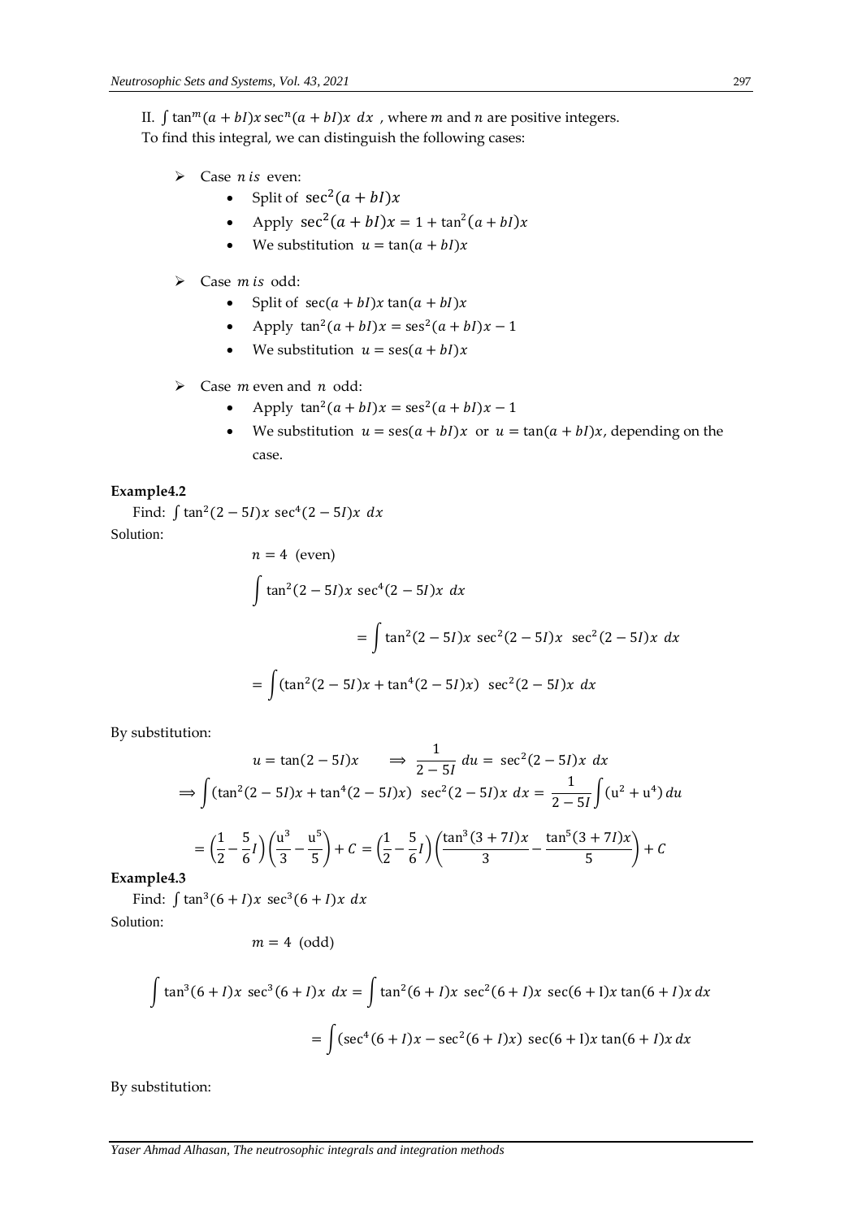II. $\int \tan^m(a+bI)x \sec^n(a+bI)x \; dx$ , where $m$ and $n$ are positive integers.
To find this integral, we can distinguish the following cases:

- Case $n$ *is* even:
  - Split of $\sec^2(a+bI)x$
  - Apply $\sec^2(a+bI)x = 1+\tan^2(a+bI)x$
  - We substitution $u=\tan(a+bI)x$
- Case $m$ *is* odd:
  - Split of $\sec(a+bI)x \tan(a+bI)x$
  - Apply $\tan^2(a+bI)x = \text{ses}^2(a+bI)x - 1$
  - We substitution $u=\text{ses}(a+bI)x$
- Case $m$ even and $n$ odd:
  - Apply $\tan^2(a+bI)x = \text{ses}^2(a+bI)x - 1$
  - We substitution $u=\text{ses}(a+bI)x$ or $u=\tan(a+bI)x$, depending on the case.

**Example4.2**

Find: $\int \tan^2(2-5I)x \; \sec^4(2-5I)x \; dx$

Solution:

$$n=4 \;\; \text{(even)}$$

$$\int \tan^2(2-5I)x \; \sec^4(2-5I)x \; dx$$

$$= \int \tan^2(2-5I)x \; \sec^2(2-5I)x \;\; \sec^2(2-5I)x \; dx$$

$$= \int (\tan^2(2-5I)x + \tan^4(2-5I)x) \;\; \sec^2(2-5I)x \; dx$$

By substitution:

$$u=\tan(2-5I)x \qquad \Longrightarrow \; \frac{1}{2-5I} \, du = \; \sec^2(2-5I)x \; dx$$

$$\Longrightarrow \int (\tan^2(2-5I)x + \tan^4(2-5I)x) \;\; \sec^2(2-5I)x \; dx = \frac{1}{2-5I}\int (\mathrm{u}^2+\mathrm{u}^4) \, du$$

$$= \left(\frac{1}{2}-\frac{5}{6}I\right)\left(\frac{\mathrm{u}^3}{3}-\frac{\mathrm{u}^5}{5}\right)+C = \left(\frac{1}{2}-\frac{5}{6}I\right)\left(\frac{\tan^3(3+7I)x}{3}-\frac{\tan^5(3+7I)x}{5}\right)+C$$

**Example4.3**

Find: $\int \tan^3(6+I)x \; \sec^3(6+I)x \; dx$

Solution:

$$m=4 \;\; \text{(odd)}$$

$$\int \tan^3(6+I)x \; \sec^3(6+I)x \; dx = \int \tan^2(6+I)x \; \sec^2(6+I)x \; \sec(6+\mathrm{I})x \tan(6+I)x \, dx$$

$$= \int (\sec^4(6+I)x - \sec^2(6+I)x) \; \sec(6+\mathrm{I})x \tan(6+I)x \, dx$$

By substitution: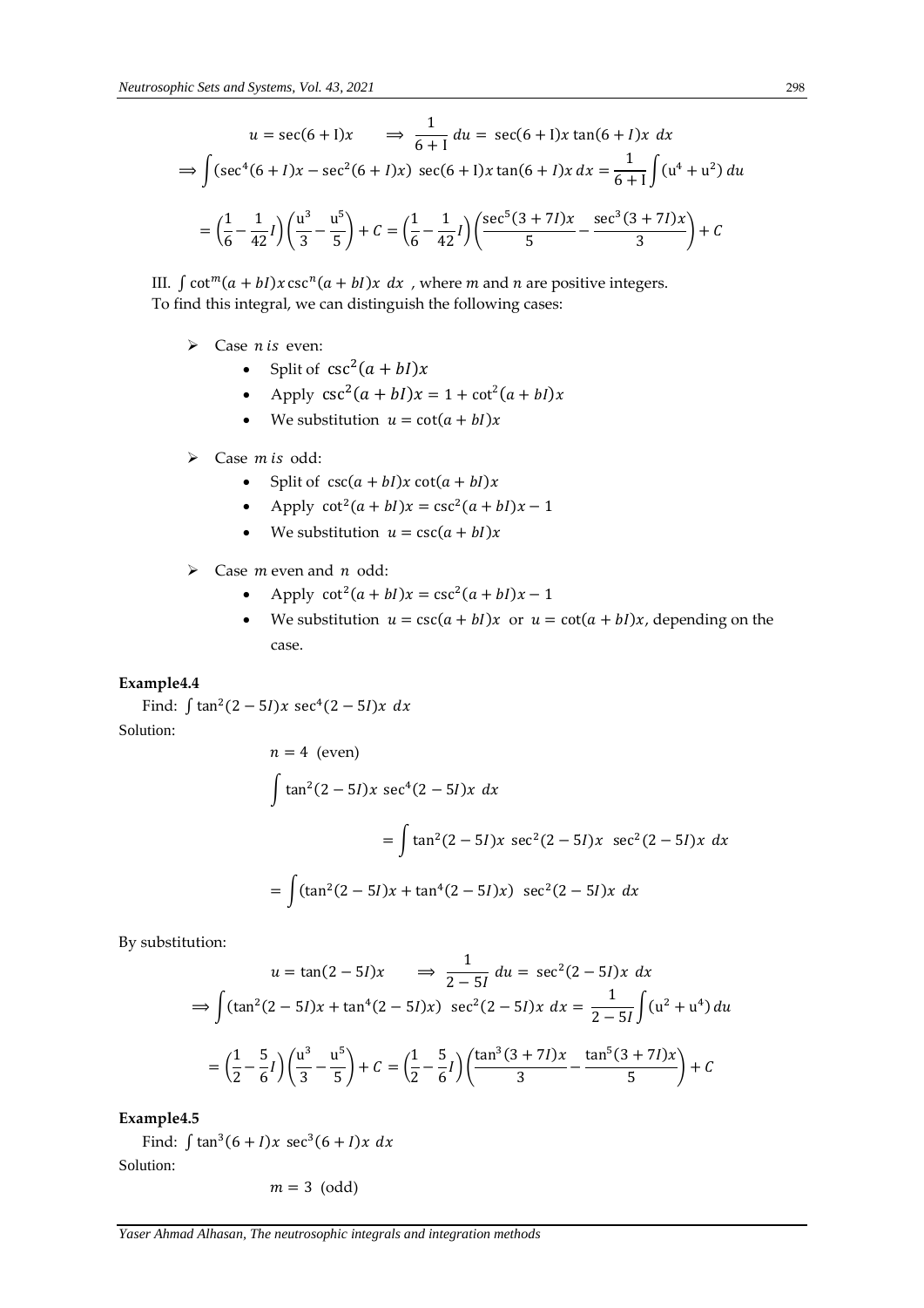$$u = \sec(6 + \mathrm{I})x \qquad \Longrightarrow \frac{1}{6+\mathrm{I}}\, du = \sec(6+\mathrm{I})x \tan(6+I)x \ dx$$

$$\Longrightarrow \int (\sec^4(6+I)x - \sec^2(6+I)x)\ \sec(6+\mathrm{I})x \tan(6+I)x \, dx = \frac{1}{6+\mathrm{I}} \int (\mathrm{u}^4 + \mathrm{u}^2)\, du$$

$$= \left(\frac{1}{6} - \frac{1}{42} I\right)\left(\frac{\mathrm{u}^3}{3} - \frac{\mathrm{u}^5}{5}\right) + C = \left(\frac{1}{6} - \frac{1}{42} I\right)\left(\frac{\sec^5(3+7I)x}{5} - \frac{\sec^3(3+7I)x}{3}\right) + C$$

III. $\int \cot^m(a+bI)x \csc^n(a+bI)x \ dx$ , where $m$ and $n$ are positive integers.
To find this integral, we can distinguish the following cases:

- Case $n$ *is* even:
  - Split of $\csc^2(a+bI)x$
  - Apply $\csc^2(a+bI)x = 1 + \cot^2(a+bI)x$
  - We substitution $u = \cot(a+bI)x$
- Case $m$ *is* odd:
  - Split of $\csc(a+bI)x \cot(a+bI)x$
  - Apply $\cot^2(a+bI)x = \csc^2(a+bI)x - 1$
  - We substitution $u = \csc(a+bI)x$
- Case $m$ even and $n$ odd:
  - Apply $\cot^2(a+bI)x = \csc^2(a+bI)x - 1$
  - We substitution $u = \csc(a+bI)x$ or $u = \cot(a+bI)x$, depending on the case.

**Example4.4**

Find: $\int \tan^2(2-5I)x \ \sec^4(2-5I)x \ dx$

Solution:

$$n = 4 \ \text{(even)}$$

$$\int \tan^2(2-5I)x \ \sec^4(2-5I)x \ dx$$

$$= \int \tan^2(2-5I)x \ \sec^2(2-5I)x \ \ \sec^2(2-5I)x \ dx$$

$$= \int (\tan^2(2-5I)x + \tan^4(2-5I)x) \ \ \sec^2(2-5I)x \ dx$$

By substitution:

$$u = \tan(2-5I)x \qquad \Longrightarrow \frac{1}{2-5I}\, du = \sec^2(2-5I)x \ dx$$

$$\Longrightarrow \int (\tan^2(2-5I)x + \tan^4(2-5I)x) \ \ \sec^2(2-5I)x \ dx = \frac{1}{2-5I} \int (\mathrm{u}^2 + \mathrm{u}^4)\, du$$

$$= \left(\frac{1}{2} - \frac{5}{6} I\right)\left(\frac{\mathrm{u}^3}{3} - \frac{\mathrm{u}^5}{5}\right) + C = \left(\frac{1}{2} - \frac{5}{6} I\right)\left(\frac{\tan^3(3+7I)x}{3} - \frac{\tan^5(3+7I)x}{5}\right) + C$$

**Example4.5**

Find: $\int \tan^3(6+I)x \ \sec^3(6+I)x \ dx$

Solution:

$$m = 3 \ \text{(odd)}$$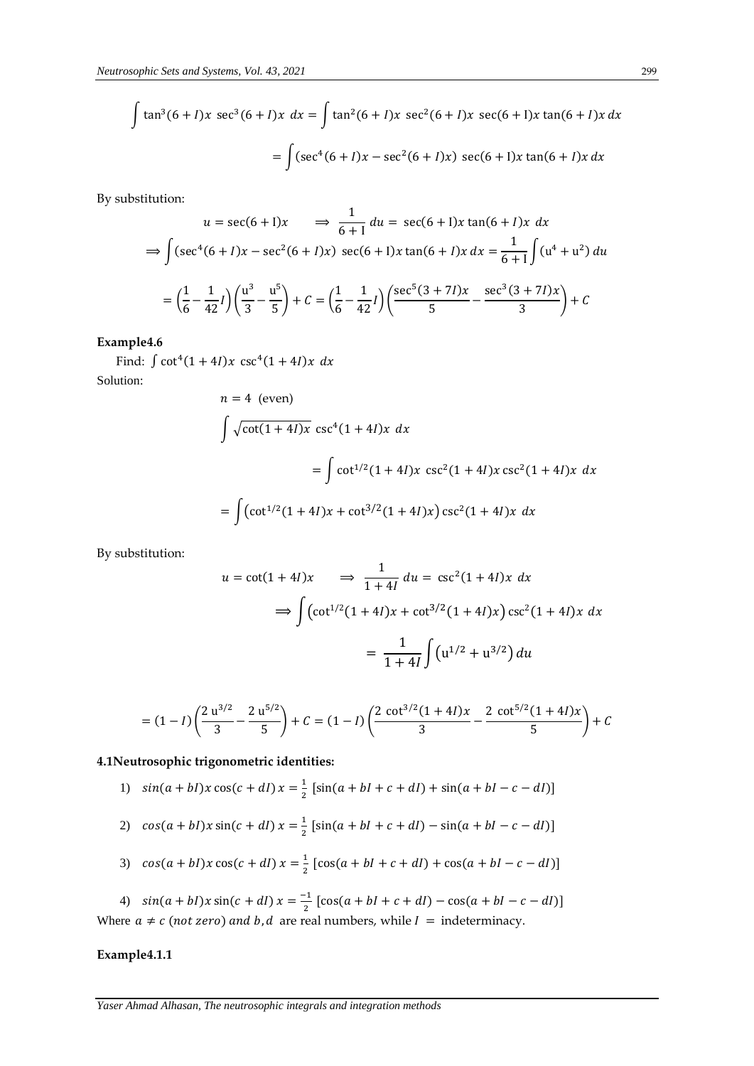$$\int \tan^3(6+I)x\ \sec^3(6+I)x\ dx = \int \tan^2(6+I)x\ \sec^2(6+I)x\ \sec(6+\mathrm{I})x\tan(6+I)x\,dx$$

$$= \int (\sec^4(6+I)x - \sec^2(6+I)x)\ \sec(6+\mathrm{I})x\tan(6+I)x\,dx$$

By substitution:

$$u = \sec(6+\mathrm{I})x \qquad \Longrightarrow\ \frac{1}{6+\mathrm{I}}\,du = \sec(6+\mathrm{I})x\tan(6+I)x\ dx$$

$$\Longrightarrow \int (\sec^4(6+I)x - \sec^2(6+I)x)\ \sec(6+\mathrm{I})x\tan(6+I)x\,dx = \frac{1}{6+\mathrm{I}}\int (\mathrm{u}^4 + \mathrm{u}^2)\,du$$

$$= \left(\frac{1}{6} - \frac{1}{42}I\right)\left(\frac{\mathrm{u}^3}{3} - \frac{\mathrm{u}^5}{5}\right) + C = \left(\frac{1}{6} - \frac{1}{42}I\right)\left(\frac{\sec^5(3+7I)x}{5} - \frac{\sec^3(3+7I)x}{3}\right) + C$$

**Example4.6**

Find: $\int \cot^4(1+4I)x\ \csc^4(1+4I)x\ dx$

Solution:

$$n = 4\ \text{(even)}$$

$$\int \sqrt{\cot(1+4I)x}\ \csc^4(1+4I)x\ dx$$

$$= \int \cot^{1/2}(1+4I)x\ \csc^2(1+4I)x\csc^2(1+4I)x\ dx$$

$$= \int \left(\cot^{1/2}(1+4I)x + \cot^{3/2}(1+4I)x\right)\csc^2(1+4I)x\ dx$$

By substitution:

$$u = \cot(1+4I)x \qquad \Longrightarrow\ \frac{1}{1+4I}\,du = \csc^2(1+4I)x\ dx$$

$$\Longrightarrow \int \left(\cot^{1/2}(1+4I)x + \cot^{3/2}(1+4I)x\right)\csc^2(1+4I)x\ dx$$

$$= \frac{1}{1+4I}\int \left(\mathrm{u}^{1/2} + \mathrm{u}^{3/2}\right)du$$

$$= (1-I)\left(\frac{2\,\mathrm{u}^{3/2}}{3} - \frac{2\,\mathrm{u}^{5/2}}{5}\right) + C = (1-I)\left(\frac{2\ \cot^{3/2}(1+4I)x}{3} - \frac{2\ \cot^{5/2}(1+4I)x}{5}\right) + C$$

**4.1Neutrosophic trigonometric identities:**

1) $sin(a+bI)x\cos(c+dI)\,x = \frac{1}{2}\ [\sin(a+bI+c+dI) + \sin(a+bI-c-dI)]$

2) $cos(a+bI)x\sin(c+dI)\,x = \frac{1}{2}\ [\sin(a+bI+c+dI) - \sin(a+bI-c-dI)]$

3) $cos(a+bI)x\cos(c+dI)\,x = \frac{1}{2}\ [\cos(a+bI+c+dI) + \cos(a+bI-c-dI)]$

4) $sin(a+bI)x\sin(c+dI)\,x = \frac{-1}{2}\ [\cos(a+bI+c+dI) - \cos(a+bI-c-dI)]$

Where $a \neq c\ (not\ zero)\ and\ b,d$ are real numbers, while $I =$ indeterminacy.

**Example4.1.1**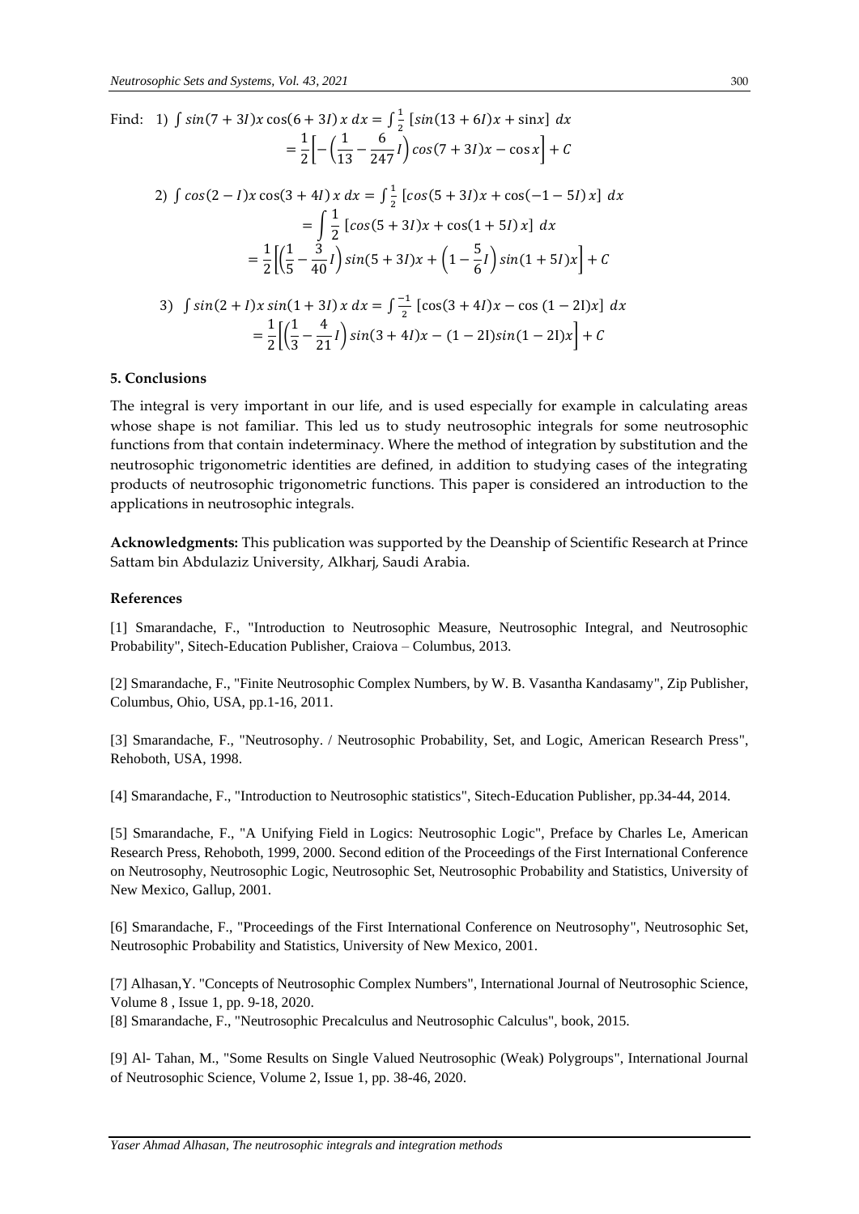Find: 1) $\int sin(7+3I)x\cos(6+3I)x\,dx = \int \frac{1}{2}\left[sin(13+6I)x + \sin x\right]\,dx$

$$= \frac{1}{2}\left[-\left(\frac{1}{13} - \frac{6}{247}I\right)cos(7+3I)x - \cos x\right] + C$$

2) $\int cos(2-I)x\cos(3+4I)\,x\,dx = \int \frac{1}{2}\left[cos(5+3I)x + \cos(-1-5I)\,x\right]\,dx$

$$= \int \frac{1}{2}\left[cos(5+3I)x + \cos(1+5I)\,x\right]\,dx$$

$$= \frac{1}{2}\left[\left(\frac{1}{5} - \frac{3}{40}I\right)sin(5+3I)x + \left(1 - \frac{5}{6}I\right)sin(1+5I)x\right] + C$$

3) $\int sin(2+I)x\,sin(1+3I)\,x\,dx = \int \frac{-1}{2}\left[\cos(3+4I)x - \cos\,(1-2\mathrm{I})x\right]\,dx$

$$= \frac{1}{2}\left[\left(\frac{1}{3} - \frac{4}{21}I\right)sin(3+4I)x - (1-2\mathrm{I})sin(1-2\mathrm{I})x\right] + C$$

## 5. Conclusions

The integral is very important in our life, and is used especially for example in calculating areas whose shape is not familiar. This led us to study neutrosophic integrals for some neutrosophic functions from that contain indeterminacy. Where the method of integration by substitution and the neutrosophic trigonometric identities are defined, in addition to studying cases of the integrating products of neutrosophic trigonometric functions. This paper is considered an introduction to the applications in neutrosophic integrals.

**Acknowledgments:** This publication was supported by the Deanship of Scientific Research at Prince Sattam bin Abdulaziz University, Alkharj, Saudi Arabia.

### References

[1] Smarandache, F., "Introduction to Neutrosophic Measure, Neutrosophic Integral, and Neutrosophic Probability", Sitech-Education Publisher, Craiova – Columbus, 2013.

[2] Smarandache, F., "Finite Neutrosophic Complex Numbers, by W. B. Vasantha Kandasamy", Zip Publisher, Columbus, Ohio, USA, pp.1-16, 2011.

[3] Smarandache, F., "Neutrosophy. / Neutrosophic Probability, Set, and Logic, American Research Press", Rehoboth, USA, 1998.

[4] Smarandache, F., "Introduction to Neutrosophic statistics", Sitech-Education Publisher, pp.34-44, 2014.

[5] Smarandache, F., "A Unifying Field in Logics: Neutrosophic Logic", Preface by Charles Le, American Research Press, Rehoboth, 1999, 2000. Second edition of the Proceedings of the First International Conference on Neutrosophy, Neutrosophic Logic, Neutrosophic Set, Neutrosophic Probability and Statistics, University of New Mexico, Gallup, 2001.

[6] Smarandache, F., "Proceedings of the First International Conference on Neutrosophy", Neutrosophic Set, Neutrosophic Probability and Statistics, University of New Mexico, 2001.

[7] Alhasan,Y. "Concepts of Neutrosophic Complex Numbers", International Journal of Neutrosophic Science, Volume 8 , Issue 1, pp. 9-18, 2020.

[8] Smarandache, F., "Neutrosophic Precalculus and Neutrosophic Calculus", book, 2015.

[9] Al- Tahan, M., "Some Results on Single Valued Neutrosophic (Weak) Polygroups", International Journal of Neutrosophic Science, Volume 2, Issue 1, pp. 38-46, 2020.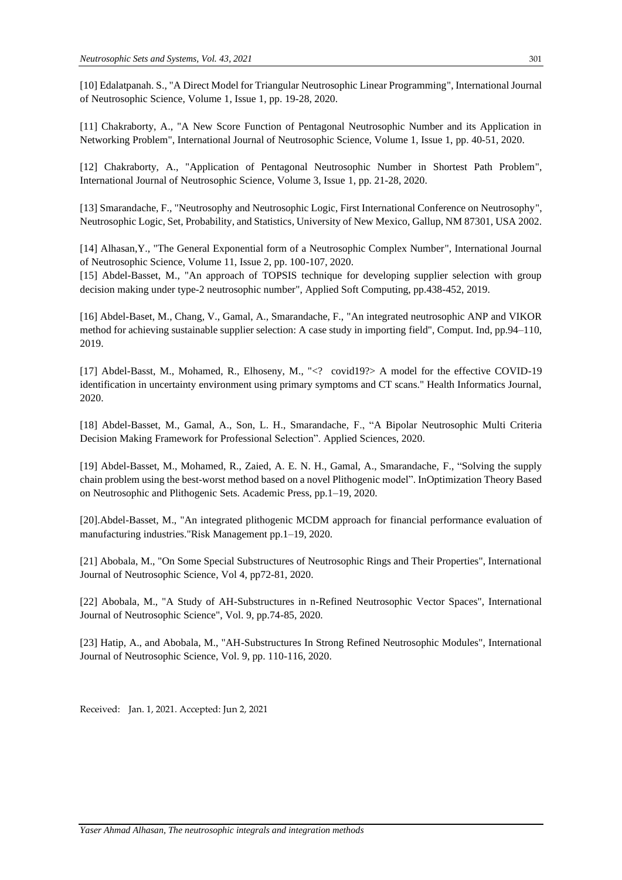[10] Edalatpanah. S., "A Direct Model for Triangular Neutrosophic Linear Programming", International Journal of Neutrosophic Science, Volume 1, Issue 1, pp. 19-28, 2020.

[11] Chakraborty, A., "A New Score Function of Pentagonal Neutrosophic Number and its Application in Networking Problem", International Journal of Neutrosophic Science, Volume 1, Issue 1, pp. 40-51, 2020.

[12] Chakraborty, A., "Application of Pentagonal Neutrosophic Number in Shortest Path Problem", International Journal of Neutrosophic Science, Volume 3, Issue 1, pp. 21-28, 2020.

[13] Smarandache, F., "Neutrosophy and Neutrosophic Logic, First International Conference on Neutrosophy", Neutrosophic Logic, Set, Probability, and Statistics, University of New Mexico, Gallup, NM 87301, USA 2002.

[14] Alhasan,Y., "The General Exponential form of a Neutrosophic Complex Number", International Journal of Neutrosophic Science, Volume 11, Issue 2, pp. 100-107, 2020.

[15] Abdel-Basset, M., "An approach of TOPSIS technique for developing supplier selection with group decision making under type-2 neutrosophic number", Applied Soft Computing, pp.438-452, 2019.

[16] Abdel-Baset, M., Chang, V., Gamal, A., Smarandache, F., "An integrated neutrosophic ANP and VIKOR method for achieving sustainable supplier selection: A case study in importing field", Comput. Ind, pp.94–110, 2019.

[17] Abdel-Basst, M., Mohamed, R., Elhoseny, M., "<? covid19?> A model for the effective COVID-19 identification in uncertainty environment using primary symptoms and CT scans." Health Informatics Journal, 2020.

[18] Abdel-Basset, M., Gamal, A., Son, L. H., Smarandache, F., "A Bipolar Neutrosophic Multi Criteria Decision Making Framework for Professional Selection". Applied Sciences, 2020.

[19] Abdel-Basset, M., Mohamed, R., Zaied, A. E. N. H., Gamal, A., Smarandache, F., "Solving the supply chain problem using the best-worst method based on a novel Plithogenic model". InOptimization Theory Based on Neutrosophic and Plithogenic Sets. Academic Press, pp.1–19, 2020.

[20].Abdel-Basset, M., "An integrated plithogenic MCDM approach for financial performance evaluation of manufacturing industries."Risk Management pp.1–19, 2020.

[21] Abobala, M., "On Some Special Substructures of Neutrosophic Rings and Their Properties", International Journal of Neutrosophic Science, Vol 4, pp72-81, 2020.

[22] Abobala, M., "A Study of AH-Substructures in n-Refined Neutrosophic Vector Spaces", International Journal of Neutrosophic Science", Vol. 9, pp.74-85, 2020.

[23] Hatip, A., and Abobala, M., "AH-Substructures In Strong Refined Neutrosophic Modules", International Journal of Neutrosophic Science, Vol. 9, pp. 110-116, 2020.

Received: Jan. 1, 2021. Accepted: Jun 2, 2021